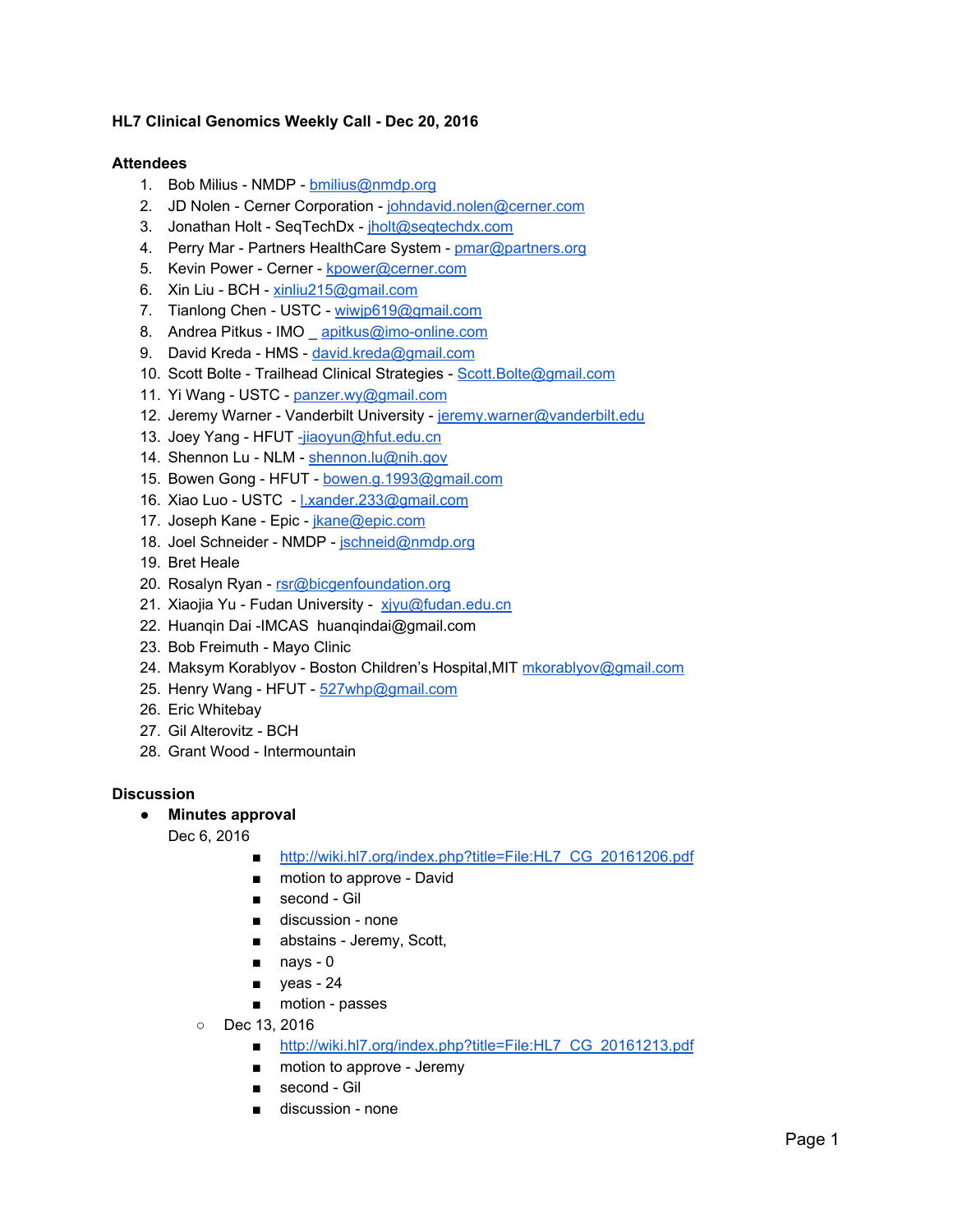**HL7 Clinical Genomics Weekly Call - Dec 20, 2016**

**Attendees**

1. Bob Milius - NMDP - bmilius@nmdp.org
2. JD Nolen - Cerner Corporation - johndavid.nolen@cerner.com
3. Jonathan Holt - SeqTechDx - jholt@seqtechdx.com
4. Perry Mar - Partners HealthCare System - pmar@partners.org
5. Kevin Power - Cerner - kpower@cerner.com
6. Xin Liu - BCH - xinliu215@gmail.com
7. Tianlong Chen - USTC - wiwjp619@gmail.com
8. Andrea Pitkus - IMO _ apitkus@imo-online.com
9. David Kreda - HMS - david.kreda@gmail.com
10. Scott Bolte - Trailhead Clinical Strategies - Scott.Bolte@gmail.com
11. Yi Wang - USTC - panzer.wy@gmail.com
12. Jeremy Warner - Vanderbilt University - jeremy.warner@vanderbilt.edu
13. Joey Yang - HFUT -jiaoyun@hfut.edu.cn
14. Shennon Lu - NLM - shennon.lu@nih.gov
15. Bowen Gong - HFUT - bowen.g.1993@gmail.com
16. Xiao Luo - USTC - l.xander.233@gmail.com
17. Joseph Kane - Epic - jkane@epic.com
18. Joel Schneider - NMDP - jschneid@nmdp.org
19. Bret Heale
20. Rosalyn Ryan - rsr@bicgenfoundation.org
21. Xiaojia Yu - Fudan University - xjyu@fudan.edu.cn
22. Huanqin Dai -IMCAS huanqindai@gmail.com
23. Bob Freimuth - Mayo Clinic
24. Maksym Korablyov - Boston Children's Hospital,MIT mkorablyov@gmail.com
25. Henry Wang - HFUT - 527whp@gmail.com
26. Eric Whitebay
27. Gil Alterovitz - BCH
28. Grant Wood - Intermountain

**Discussion**

- **Minutes approval**
  Dec 6, 2016
    - http://wiki.hl7.org/index.php?title=File:HL7_CG_20161206.pdf
    - motion to approve - David
    - second - Gil
    - discussion - none
    - abstains - Jeremy, Scott,
    - nays - 0
    - yeas - 24
    - motion - passes
  - Dec 13, 2016
    - http://wiki.hl7.org/index.php?title=File:HL7_CG_20161213.pdf
    - motion to approve - Jeremy
    - second - Gil
    - discussion - none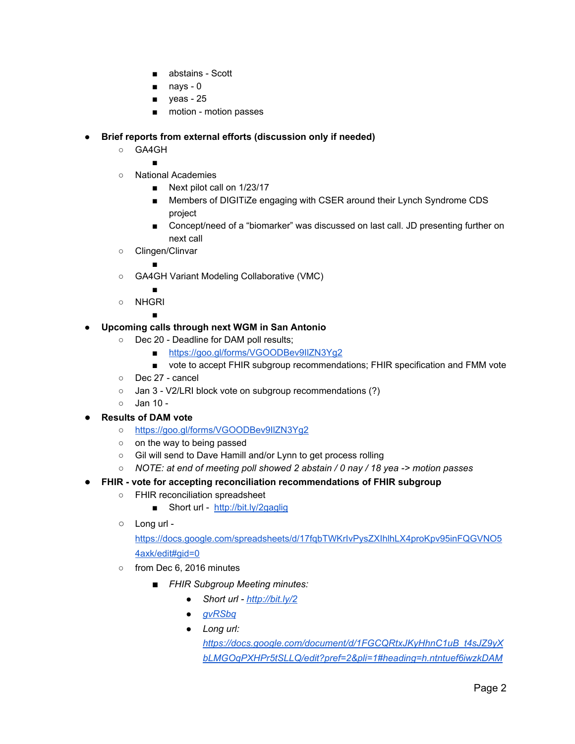- abstains - Scott
        - nays - 0
        - yeas - 25
        - motion - motion passes

- **Brief reports from external efforts (discussion only if needed)**
    - GA4GH
        - 
    - National Academies
        - Next pilot call on 1/23/17
        - Members of DIGITiZe engaging with CSER around their Lynch Syndrome CDS project
        - Concept/need of a "biomarker" was discussed on last call. JD presenting further on next call
    - Clingen/Clinvar
        - 
    - GA4GH Variant Modeling Collaborative (VMC)
        - 
    - NHGRI
        - 
- **Upcoming calls through next WGM in San Antonio**
    - Dec 20 - Deadline for DAM poll results;
        - https://goo.gl/forms/VGOODBev9IlZN3Yg2
        - vote to accept FHIR subgroup recommendations; FHIR specification and FMM vote
    - Dec 27 - cancel
    - Jan 3 - V2/LRI block vote on subgroup recommendations (?)
    - Jan 10 -
- **Results of DAM vote**
    - https://goo.gl/forms/VGOODBev9IlZN3Yg2
    - on the way to being passed
    - Gil will send to Dave Hamill and/or Lynn to get process rolling
    - *NOTE: at end of meeting poll showed 2 abstain / 0 nay / 18 yea -> motion passes*
- **FHIR - vote for accepting reconciliation recommendations of FHIR subgroup**
    - FHIR reconciliation spreadsheet
        - Short url - http://bit.ly/2gaglig
    - Long url - https://docs.google.com/spreadsheets/d/17fqbTWKrIvPysZXIhlhLX4proKpv95inFQGVNO54axk/edit#gid=0
    - from Dec 6, 2016 minutes
        - *FHIR Subgroup Meeting minutes:*
            - *Short url - http://bit.ly/2*
            - *gvRSbq*
            - *Long url: https://docs.google.com/document/d/1FGCQRtxJKyHhnC1uB_t4sJZ9yXbLMGOqPXHPr5tSLLQ/edit?pref=2&pli=1#heading=h.ntntuef6iwzkDAM*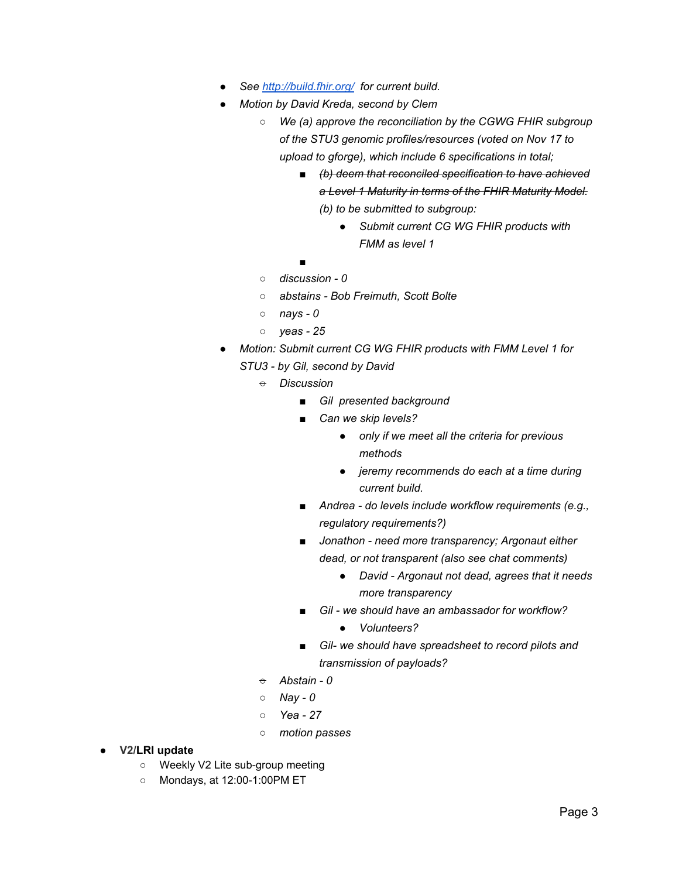- *See [http://build.fhir.org/](http://build.fhir.org/) for current build.*
- *Motion by David Kreda, second by Clem*
  - *We (a) approve the reconciliation by the CGWG FHIR subgroup of the STU3 genomic profiles/resources (voted on Nov 17 to upload to gforge), which include 6 specifications in total;*
    - ~~*(b) deem that reconciled specification to have achieved a Level 1 Maturity in terms of the FHIR Maturity Model.*~~ *(b) to be submitted to subgroup:*
      - *Submit current CG WG FHIR products with FMM as level 1*
    - 
  - *discussion - 0*
  - *abstains - Bob Freimuth, Scott Bolte*
  - *nays - 0*
  - *yeas - 25*
- *Motion: Submit current CG WG FHIR products with FMM Level 1 for STU3 - by Gil, second by David*
  - *Discussion*
    - *Gil presented background*
    - *Can we skip levels?*
      - *only if we meet all the criteria for previous methods*
      - *jeremy recommends do each at a time during current build.*
    - *Andrea - do levels include workflow requirements (e.g., regulatory requirements?)*
    - *Jonathon - need more transparency; Argonaut either dead, or not transparent (also see chat comments)*
      - *David - Argonaut not dead, agrees that it needs more transparency*
    - *Gil - we should have an ambassador for workflow?*
      - *Volunteers?*
    - *Gil- we should have spreadsheet to record pilots and transmission of payloads?*
  - *Abstain - 0*
  - *Nay - 0*
  - *Yea - 27*
  - *motion passes*

- **V2/LRI update**
  - Weekly V2 Lite sub-group meeting
  - Mondays, at 12:00-1:00PM ET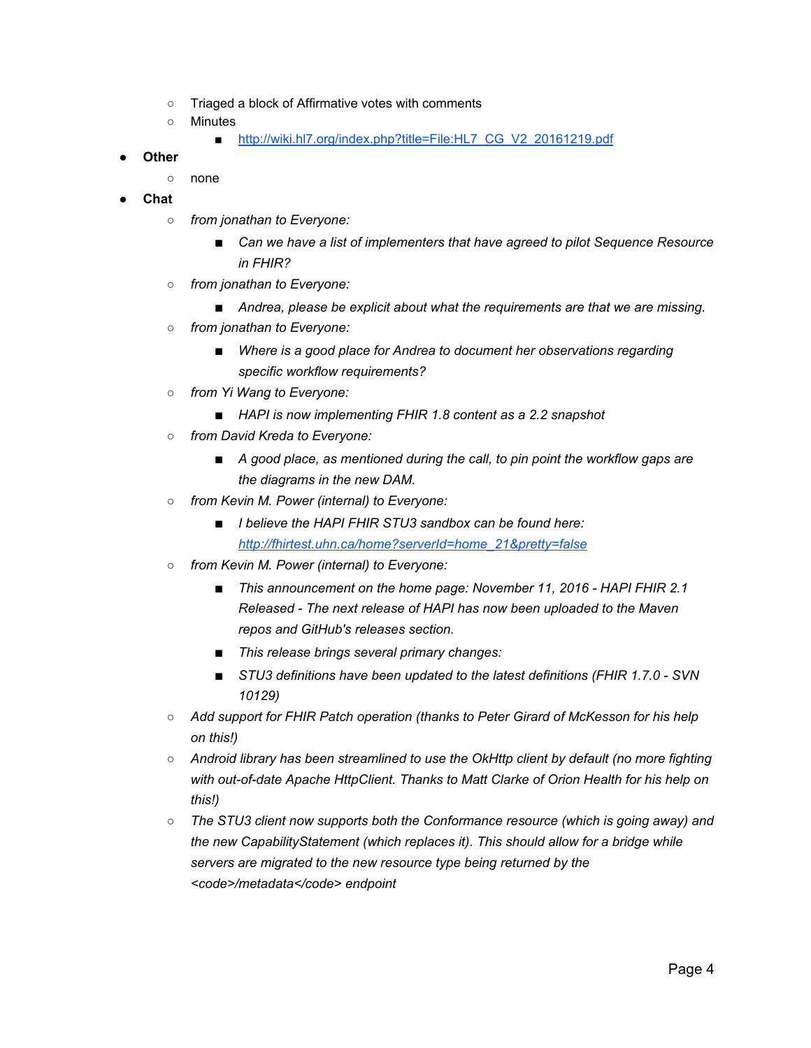- Triaged a block of Affirmative votes with comments
  - Minutes
    - http://wiki.hl7.org/index.php?title=File:HL7_CG_V2_20161219.pdf
- **Other**
  - none
- **Chat**
  - *from jonathan to Everyone:*
    - *Can we have a list of implementers that have agreed to pilot Sequence Resource in FHIR?*
  - *from jonathan to Everyone:*
    - *Andrea, please be explicit about what the requirements are that we are missing.*
  - *from jonathan to Everyone:*
    - *Where is a good place for Andrea to document her observations regarding specific workflow requirements?*
  - *from Yi Wang to Everyone:*
    - *HAPI is now implementing FHIR 1.8 content as a 2.2 snapshot*
  - *from David Kreda to Everyone:*
    - *A good place, as mentioned during the call, to pin point the workflow gaps are the diagrams in the new DAM.*
  - *from Kevin M. Power (internal) to Everyone:*
    - *I believe the HAPI FHIR STU3 sandbox can be found here:* *http://fhirtest.uhn.ca/home?serverId=home_21&pretty=false*
  - *from Kevin M. Power (internal) to Everyone:*
    - *This announcement on the home page: November 11, 2016 - HAPI FHIR 2.1 Released - The next release of HAPI has now been uploaded to the Maven repos and GitHub's releases section.*
    - *This release brings several primary changes:*
    - *STU3 definitions have been updated to the latest definitions (FHIR 1.7.0 - SVN 10129)*
  - *Add support for FHIR Patch operation (thanks to Peter Girard of McKesson for his help on this!)*
  - *Android library has been streamlined to use the OkHttp client by default (no more fighting with out-of-date Apache HttpClient. Thanks to Matt Clarke of Orion Health for his help on this!)*
  - *The STU3 client now supports both the Conformance resource (which is going away) and the new CapabilityStatement (which replaces it). This should allow for a bridge while servers are migrated to the new resource type being returned by the <code>/metadata</code> endpoint*